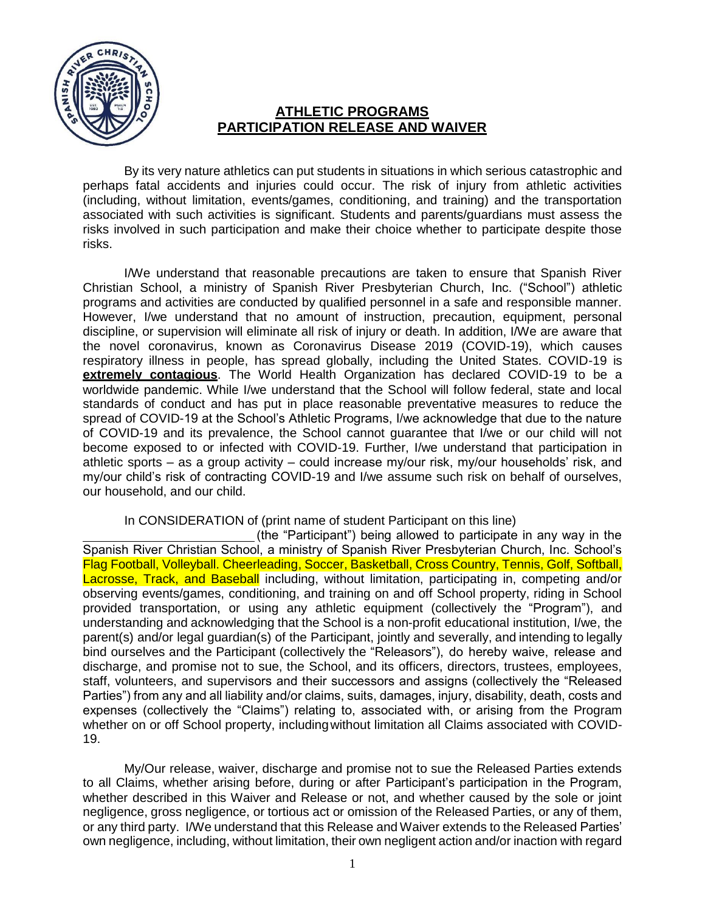# ATHLETIC PROGRAMS
# PARTICIPATION RELEASE AND WAIVER

By its very nature athletics can put students in situations in which serious catastrophic and perhaps fatal accidents and injuries could occur. The risk of injury from athletic activities (including, without limitation, events/games, conditioning, and training) and the transportation associated with such activities is significant. Students and parents/guardians must assess the risks involved in such participation and make their choice whether to participate despite those risks.

I/We understand that reasonable precautions are taken to ensure that Spanish River Christian School, a ministry of Spanish River Presbyterian Church, Inc. ("School") athletic programs and activities are conducted by qualified personnel in a safe and responsible manner. However, I/we understand that no amount of instruction, precaution, equipment, personal discipline, or supervision will eliminate all risk of injury or death. In addition, I/We are aware that the novel coronavirus, known as Coronavirus Disease 2019 (COVID-19), which causes respiratory illness in people, has spread globally, including the United States. COVID-19 is **extremely contagious**. The World Health Organization has declared COVID-19 to be a worldwide pandemic. While I/we understand that the School will follow federal, state and local standards of conduct and has put in place reasonable preventative measures to reduce the spread of COVID-19 at the School's Athletic Programs, I/we acknowledge that due to the nature of COVID-19 and its prevalence, the School cannot guarantee that I/we or our child will not become exposed to or infected with COVID-19. Further, I/we understand that participation in athletic sports – as a group activity – could increase my/our risk, my/our households' risk, and my/our child's risk of contracting COVID-19 and I/we assume such risk on behalf of ourselves, our household, and our child.

In CONSIDERATION of (print name of student Participant on this line) \_\_\_\_\_\_\_\_\_\_\_\_\_\_\_\_\_\_\_\_\_\_\_\_\_\_ (the "Participant") being allowed to participate in any way in the Spanish River Christian School, a ministry of Spanish River Presbyterian Church, Inc. School's Flag Football, Volleyball. Cheerleading, Soccer, Basketball, Cross Country, Tennis, Golf, Softball, Lacrosse, Track, and Baseball including, without limitation, participating in, competing and/or observing events/games, conditioning, and training on and off School property, riding in School provided transportation, or using any athletic equipment (collectively the "Program"), and understanding and acknowledging that the School is a non-profit educational institution, I/we, the parent(s) and/or legal guardian(s) of the Participant, jointly and severally, and intending to legally bind ourselves and the Participant (collectively the "Releasors"), do hereby waive, release and discharge, and promise not to sue, the School, and its officers, directors, trustees, employees, staff, volunteers, and supervisors and their successors and assigns (collectively the "Released Parties") from any and all liability and/or claims, suits, damages, injury, disability, death, costs and expenses (collectively the "Claims") relating to, associated with, or arising from the Program whether on or off School property, including without limitation all Claims associated with COVID-19.

My/Our release, waiver, discharge and promise not to sue the Released Parties extends to all Claims, whether arising before, during or after Participant's participation in the Program, whether described in this Waiver and Release or not, and whether caused by the sole or joint negligence, gross negligence, or tortious act or omission of the Released Parties, or any of them, or any third party. I/We understand that this Release and Waiver extends to the Released Parties' own negligence, including, without limitation, their own negligent action and/or inaction with regard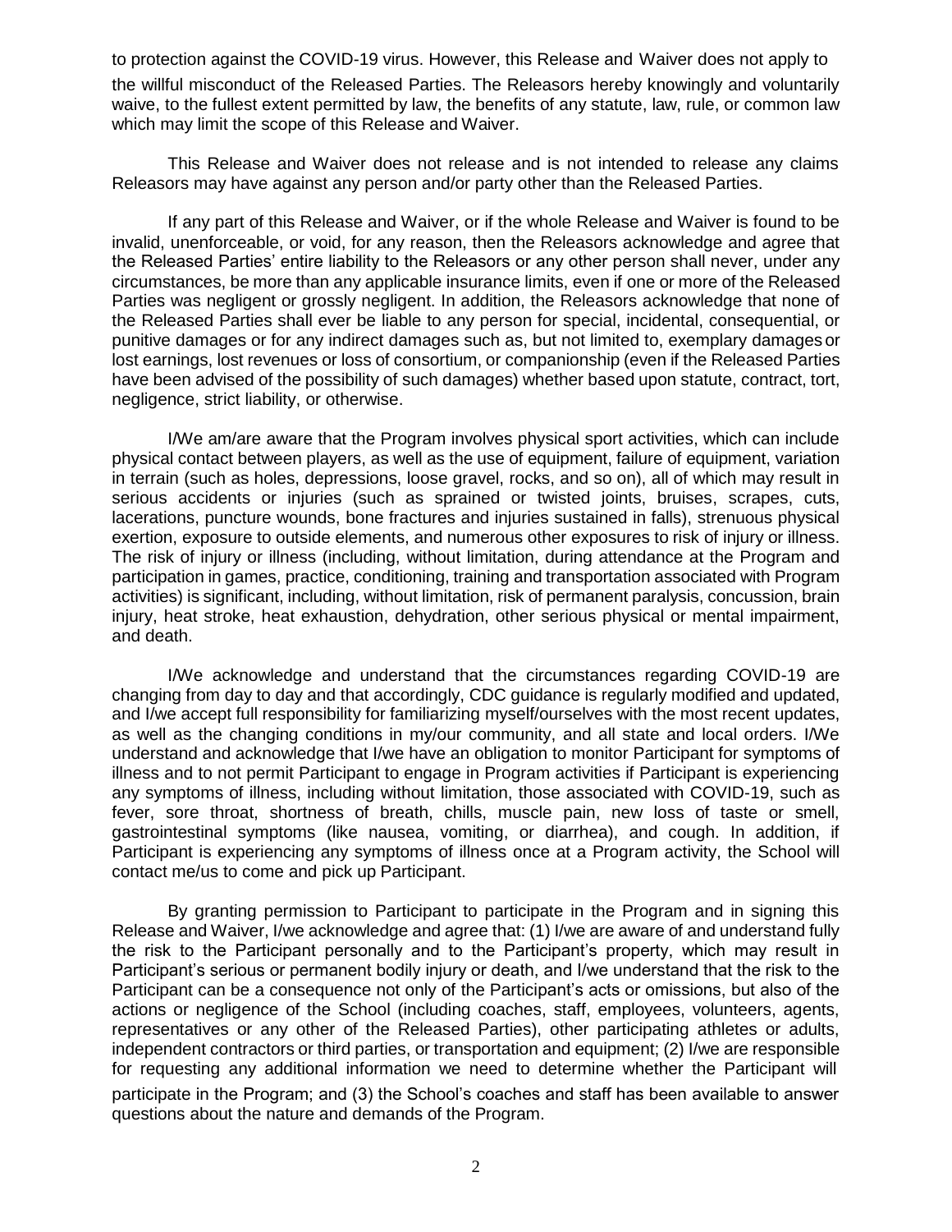to protection against the COVID-19 virus. However, this Release and Waiver does not apply to the willful misconduct of the Released Parties. The Releasors hereby knowingly and voluntarily waive, to the fullest extent permitted by law, the benefits of any statute, law, rule, or common law which may limit the scope of this Release and Waiver.

This Release and Waiver does not release and is not intended to release any claims Releasors may have against any person and/or party other than the Released Parties.

If any part of this Release and Waiver, or if the whole Release and Waiver is found to be invalid, unenforceable, or void, for any reason, then the Releasors acknowledge and agree that the Released Parties' entire liability to the Releasors or any other person shall never, under any circumstances, be more than any applicable insurance limits, even if one or more of the Released Parties was negligent or grossly negligent. In addition, the Releasors acknowledge that none of the Released Parties shall ever be liable to any person for special, incidental, consequential, or punitive damages or for any indirect damages such as, but not limited to, exemplary damages or lost earnings, lost revenues or loss of consortium, or companionship (even if the Released Parties have been advised of the possibility of such damages) whether based upon statute, contract, tort, negligence, strict liability, or otherwise.

I/We am/are aware that the Program involves physical sport activities, which can include physical contact between players, as well as the use of equipment, failure of equipment, variation in terrain (such as holes, depressions, loose gravel, rocks, and so on), all of which may result in serious accidents or injuries (such as sprained or twisted joints, bruises, scrapes, cuts, lacerations, puncture wounds, bone fractures and injuries sustained in falls), strenuous physical exertion, exposure to outside elements, and numerous other exposures to risk of injury or illness. The risk of injury or illness (including, without limitation, during attendance at the Program and participation in games, practice, conditioning, training and transportation associated with Program activities) is significant, including, without limitation, risk of permanent paralysis, concussion, brain injury, heat stroke, heat exhaustion, dehydration, other serious physical or mental impairment, and death.

I/We acknowledge and understand that the circumstances regarding COVID-19 are changing from day to day and that accordingly, CDC guidance is regularly modified and updated, and I/we accept full responsibility for familiarizing myself/ourselves with the most recent updates, as well as the changing conditions in my/our community, and all state and local orders. I/We understand and acknowledge that I/we have an obligation to monitor Participant for symptoms of illness and to not permit Participant to engage in Program activities if Participant is experiencing any symptoms of illness, including without limitation, those associated with COVID-19, such as fever, sore throat, shortness of breath, chills, muscle pain, new loss of taste or smell, gastrointestinal symptoms (like nausea, vomiting, or diarrhea), and cough. In addition, if Participant is experiencing any symptoms of illness once at a Program activity, the School will contact me/us to come and pick up Participant.

By granting permission to Participant to participate in the Program and in signing this Release and Waiver, I/we acknowledge and agree that: (1) I/we are aware of and understand fully the risk to the Participant personally and to the Participant's property, which may result in Participant's serious or permanent bodily injury or death, and I/we understand that the risk to the Participant can be a consequence not only of the Participant's acts or omissions, but also of the actions or negligence of the School (including coaches, staff, employees, volunteers, agents, representatives or any other of the Released Parties), other participating athletes or adults, independent contractors or third parties, or transportation and equipment; (2) I/we are responsible for requesting any additional information we need to determine whether the Participant will participate in the Program; and (3) the School's coaches and staff has been available to answer questions about the nature and demands of the Program.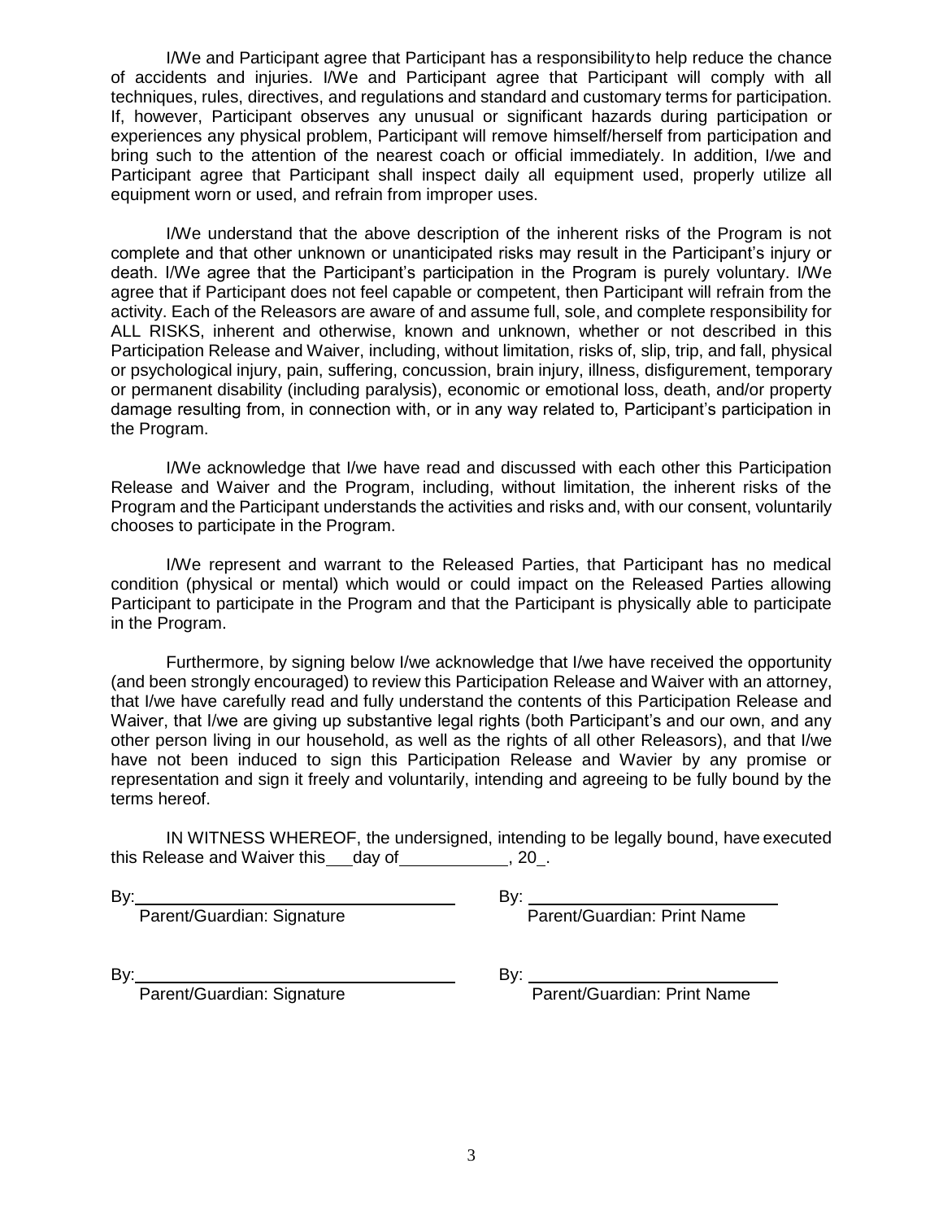I/We and Participant agree that Participant has a responsibility to help reduce the chance of accidents and injuries. I/We and Participant agree that Participant will comply with all techniques, rules, directives, and regulations and standard and customary terms for participation. If, however, Participant observes any unusual or significant hazards during participation or experiences any physical problem, Participant will remove himself/herself from participation and bring such to the attention of the nearest coach or official immediately. In addition, I/we and Participant agree that Participant shall inspect daily all equipment used, properly utilize all equipment worn or used, and refrain from improper uses.

I/We understand that the above description of the inherent risks of the Program is not complete and that other unknown or unanticipated risks may result in the Participant's injury or death. I/We agree that the Participant's participation in the Program is purely voluntary. I/We agree that if Participant does not feel capable or competent, then Participant will refrain from the activity. Each of the Releasors are aware of and assume full, sole, and complete responsibility for ALL RISKS, inherent and otherwise, known and unknown, whether or not described in this Participation Release and Waiver, including, without limitation, risks of, slip, trip, and fall, physical or psychological injury, pain, suffering, concussion, brain injury, illness, disfigurement, temporary or permanent disability (including paralysis), economic or emotional loss, death, and/or property damage resulting from, in connection with, or in any way related to, Participant's participation in the Program.

I/We acknowledge that I/we have read and discussed with each other this Participation Release and Waiver and the Program, including, without limitation, the inherent risks of the Program and the Participant understands the activities and risks and, with our consent, voluntarily chooses to participate in the Program.

I/We represent and warrant to the Released Parties, that Participant has no medical condition (physical or mental) which would or could impact on the Released Parties allowing Participant to participate in the Program and that the Participant is physically able to participate in the Program.

Furthermore, by signing below I/we acknowledge that I/we have received the opportunity (and been strongly encouraged) to review this Participation Release and Waiver with an attorney, that I/we have carefully read and fully understand the contents of this Participation Release and Waiver, that I/we are giving up substantive legal rights (both Participant's and our own, and any other person living in our household, as well as the rights of all other Releasors), and that I/we have not been induced to sign this Participation Release and Wavier by any promise or representation and sign it freely and voluntarily, intending and agreeing to be fully bound by the terms hereof.

IN WITNESS WHEREOF, the undersigned, intending to be legally bound, have executed this Release and Waiver this ___ day of ___________, 20_.

By: ________________________________
Parent/Guardian: Signature

By: ________________________________
Parent/Guardian: Print Name

By: ________________________________
Parent/Guardian: Signature

By: ________________________________
Parent/Guardian: Print Name